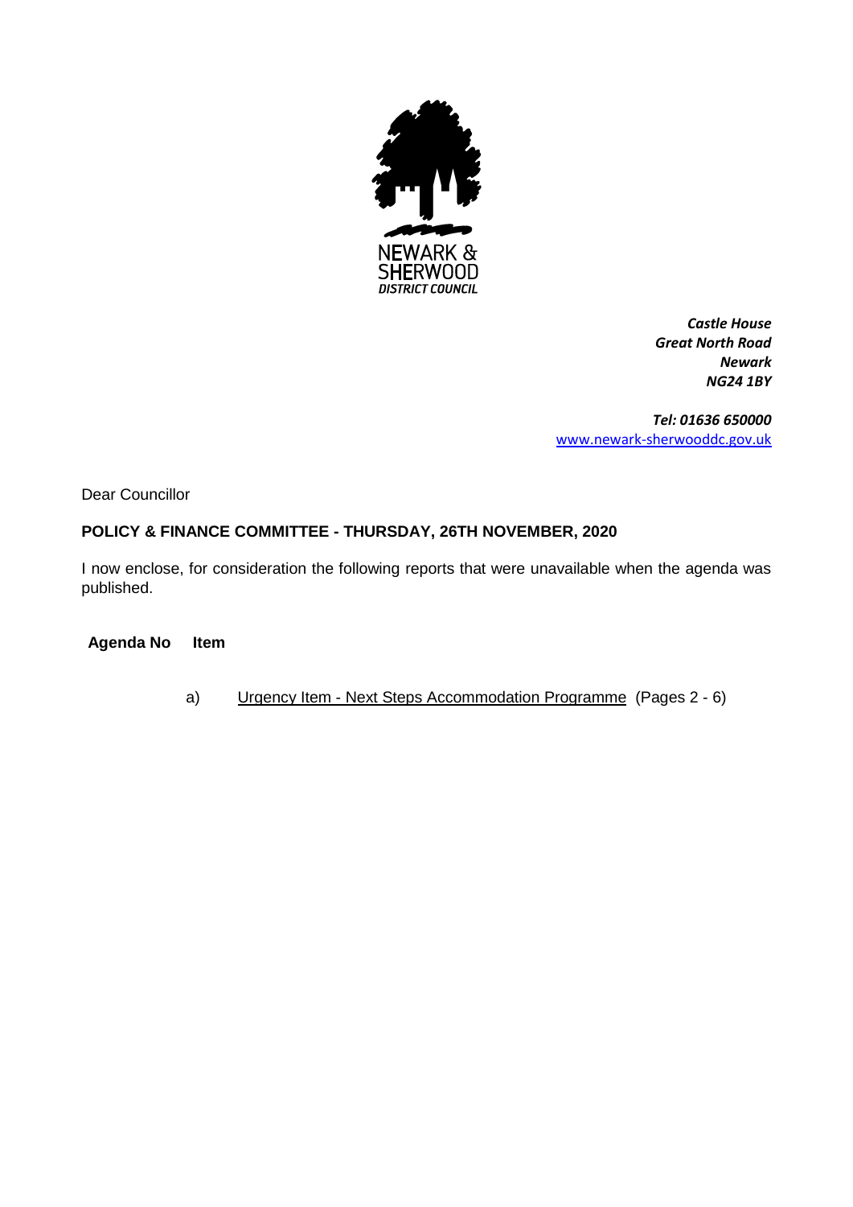NEWARK &
SHERWOOD
*DISTRICT COUNCIL*

***Castle House***
***Great North Road***
***Newark***
***NG24 1BY***

***Tel: 01636 650000***
www.newark-sherwooddc.gov.uk

Dear Councillor

**POLICY & FINANCE COMMITTEE - THURSDAY, 26TH NOVEMBER, 2020**

I now enclose, for consideration the following reports that were unavailable when the agenda was published.

| **Agenda No** | **Item** |
| --- | --- |
| a) | Urgency Item - Next Steps Accommodation Programme (Pages 2 - 6) |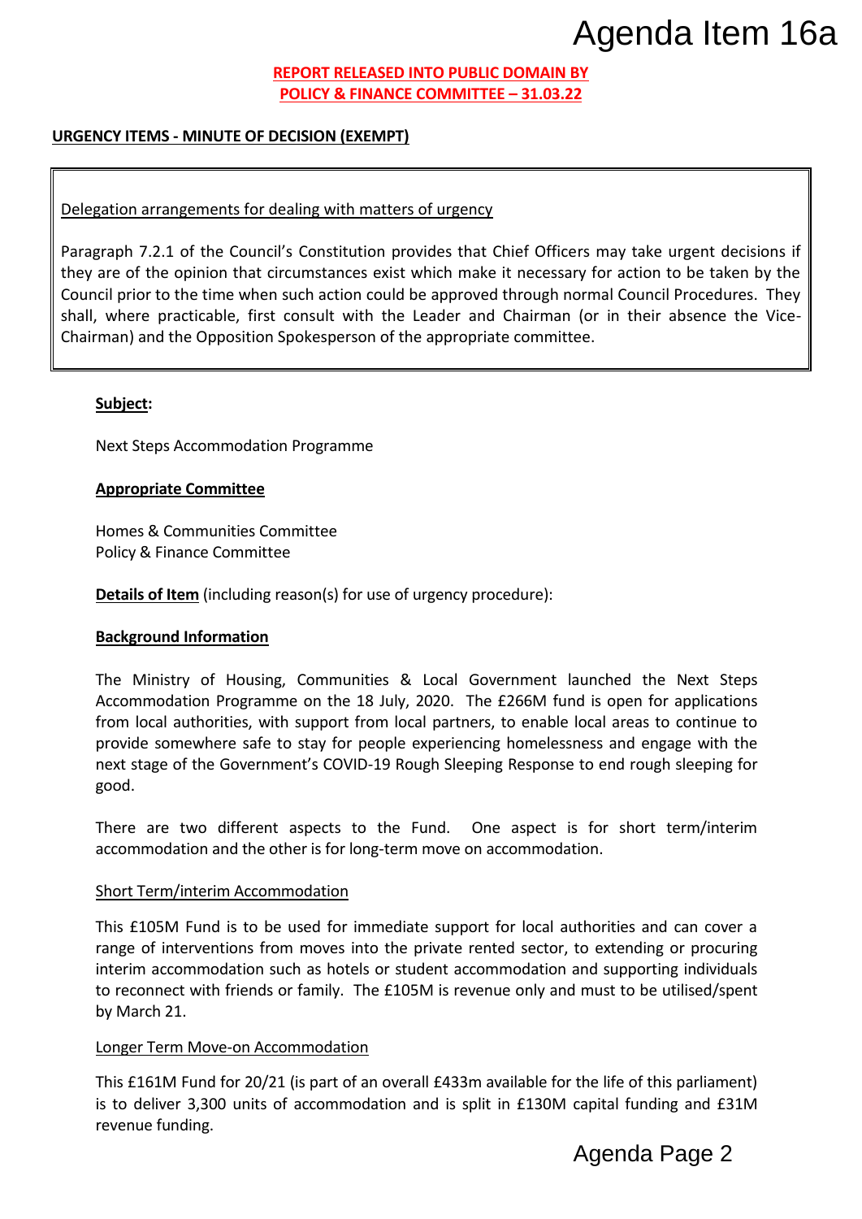Agenda Item 16a

**REPORT RELEASED INTO PUBLIC DOMAIN BY POLICY & FINANCE COMMITTEE – 31.03.22**

**URGENCY ITEMS - MINUTE OF DECISION (EXEMPT)**

Delegation arrangements for dealing with matters of urgency

Paragraph 7.2.1 of the Council's Constitution provides that Chief Officers may take urgent decisions if they are of the opinion that circumstances exist which make it necessary for action to be taken by the Council prior to the time when such action could be approved through normal Council Procedures. They shall, where practicable, first consult with the Leader and Chairman (or in their absence the Vice-Chairman) and the Opposition Spokesperson of the appropriate committee.

**Subject:**

Next Steps Accommodation Programme

**Appropriate Committee**

Homes & Communities Committee
Policy & Finance Committee

**Details of Item** (including reason(s) for use of urgency procedure):

**Background Information**

The Ministry of Housing, Communities & Local Government launched the Next Steps Accommodation Programme on the 18 July, 2020. The £266M fund is open for applications from local authorities, with support from local partners, to enable local areas to continue to provide somewhere safe to stay for people experiencing homelessness and engage with the next stage of the Government's COVID-19 Rough Sleeping Response to end rough sleeping for good.

There are two different aspects to the Fund. One aspect is for short term/interim accommodation and the other is for long-term move on accommodation.

Short Term/interim Accommodation

This £105M Fund is to be used for immediate support for local authorities and can cover a range of interventions from moves into the private rented sector, to extending or procuring interim accommodation such as hotels or student accommodation and supporting individuals to reconnect with friends or family. The £105M is revenue only and must to be utilised/spent by March 21.

Longer Term Move-on Accommodation

This £161M Fund for 20/21 (is part of an overall £433m available for the life of this parliament) is to deliver 3,300 units of accommodation and is split in £130M capital funding and £31M revenue funding.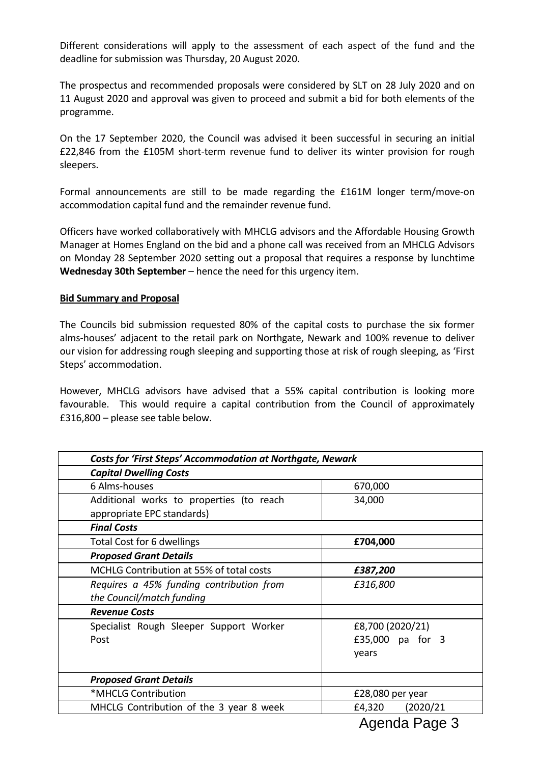Different considerations will apply to the assessment of each aspect of the fund and the deadline for submission was Thursday, 20 August 2020.

The prospectus and recommended proposals were considered by SLT on 28 July 2020 and on 11 August 2020 and approval was given to proceed and submit a bid for both elements of the programme.

On the 17 September 2020, the Council was advised it been successful in securing an initial £22,846 from the £105M short-term revenue fund to deliver its winter provision for rough sleepers.

Formal announcements are still to be made regarding the £161M longer term/move-on accommodation capital fund and the remainder revenue fund.

Officers have worked collaboratively with MHCLG advisors and the Affordable Housing Growth Manager at Homes England on the bid and a phone call was received from an MHCLG Advisors on Monday 28 September 2020 setting out a proposal that requires a response by lunchtime **Wednesday 30th September** – hence the need for this urgency item.

**Bid Summary and Proposal**

The Councils bid submission requested 80% of the capital costs to purchase the six former alms-houses' adjacent to the retail park on Northgate, Newark and 100% revenue to deliver our vision for addressing rough sleeping and supporting those at risk of rough sleeping, as 'First Steps' accommodation.

However, MHCLG advisors have advised that a 55% capital contribution is looking more favourable. This would require a capital contribution from the Council of approximately £316,800 – please see table below.

| ***Costs for 'First Steps' Accommodation at Northgate, Newark*** | |
|---|---|
| ***Capital Dwelling Costs*** | |
| 6 Alms-houses | 670,000 |
| Additional works to properties (to reach appropriate EPC standards) | 34,000 |
| ***Final Costs*** | |
| Total Cost for 6 dwellings | **£704,000** |
| ***Proposed Grant Details*** | |
| MCHLG Contribution at 55% of total costs | ***£387,200*** |
| *Requires a 45% funding contribution from the Council/match funding* | *£316,800* |
| ***Revenue Costs*** | |
| Specialist Rough Sleeper Support Worker Post | £8,700 (2020/21)<br>£35,000 pa for 3 years |
| ***Proposed Grant Details*** | |
| *MHCLG Contribution | £28,080 per year |
| MHCLG Contribution of the 3 year 8 week | £4,320 (2020/21 |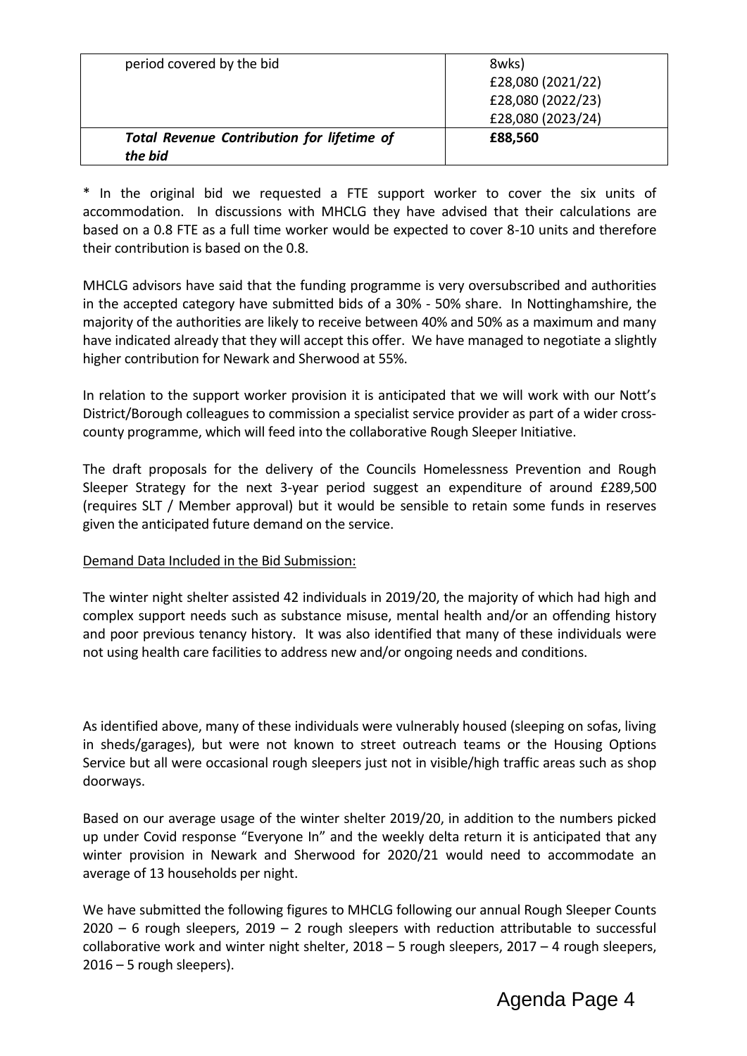| | |
|---|---|
| period covered by the bid | 8wks)<br>£28,080 (2021/22)<br>£28,080 (2022/23)<br>£28,080 (2023/24) |
| ***Total Revenue Contribution for lifetime of the bid*** | **£88,560** |

* In the original bid we requested a FTE support worker to cover the six units of accommodation. In discussions with MHCLG they have advised that their calculations are based on a 0.8 FTE as a full time worker would be expected to cover 8-10 units and therefore their contribution is based on the 0.8.

MHCLG advisors have said that the funding programme is very oversubscribed and authorities in the accepted category have submitted bids of a 30% - 50% share. In Nottinghamshire, the majority of the authorities are likely to receive between 40% and 50% as a maximum and many have indicated already that they will accept this offer. We have managed to negotiate a slightly higher contribution for Newark and Sherwood at 55%.

In relation to the support worker provision it is anticipated that we will work with our Nott's District/Borough colleagues to commission a specialist service provider as part of a wider cross-county programme, which will feed into the collaborative Rough Sleeper Initiative.

The draft proposals for the delivery of the Councils Homelessness Prevention and Rough Sleeper Strategy for the next 3-year period suggest an expenditure of around £289,500 (requires SLT / Member approval) but it would be sensible to retain some funds in reserves given the anticipated future demand on the service.

Demand Data Included in the Bid Submission:

The winter night shelter assisted 42 individuals in 2019/20, the majority of which had high and complex support needs such as substance misuse, mental health and/or an offending history and poor previous tenancy history. It was also identified that many of these individuals were not using health care facilities to address new and/or ongoing needs and conditions.

As identified above, many of these individuals were vulnerably housed (sleeping on sofas, living in sheds/garages), but were not known to street outreach teams or the Housing Options Service but all were occasional rough sleepers just not in visible/high traffic areas such as shop doorways.

Based on our average usage of the winter shelter 2019/20, in addition to the numbers picked up under Covid response "Everyone In" and the weekly delta return it is anticipated that any winter provision in Newark and Sherwood for 2020/21 would need to accommodate an average of 13 households per night.

We have submitted the following figures to MHCLG following our annual Rough Sleeper Counts 2020 – 6 rough sleepers, 2019 – 2 rough sleepers with reduction attributable to successful collaborative work and winter night shelter, 2018 – 5 rough sleepers, 2017 – 4 rough sleepers, 2016 – 5 rough sleepers).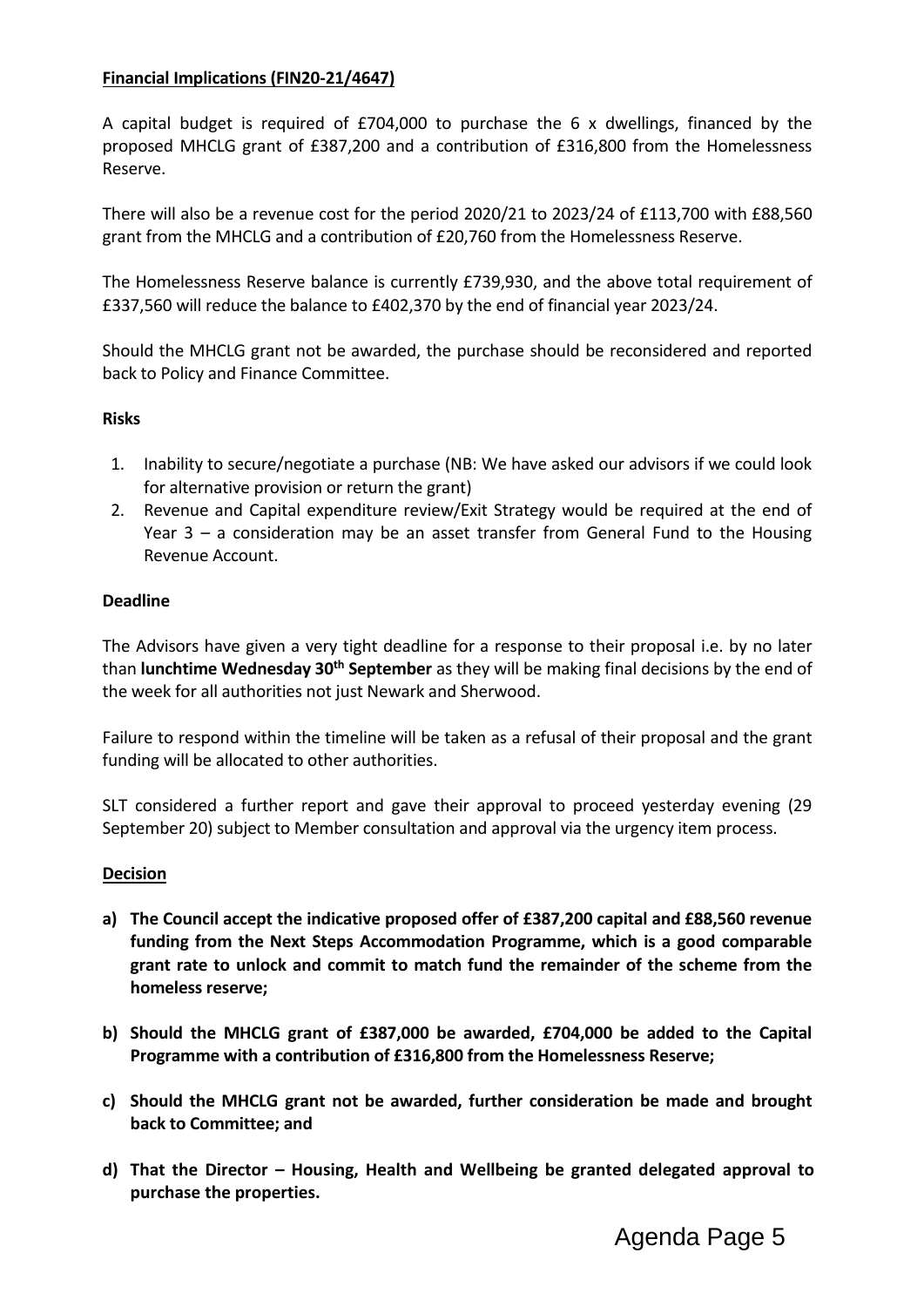**Financial Implications (FIN20-21/4647)**

A capital budget is required of £704,000 to purchase the 6 x dwellings, financed by the proposed MHCLG grant of £387,200 and a contribution of £316,800 from the Homelessness Reserve.

There will also be a revenue cost for the period 2020/21 to 2023/24 of £113,700 with £88,560 grant from the MHCLG and a contribution of £20,760 from the Homelessness Reserve.

The Homelessness Reserve balance is currently £739,930, and the above total requirement of £337,560 will reduce the balance to £402,370 by the end of financial year 2023/24.

Should the MHCLG grant not be awarded, the purchase should be reconsidered and reported back to Policy and Finance Committee.

**Risks**

1. Inability to secure/negotiate a purchase (NB: We have asked our advisors if we could look for alternative provision or return the grant)
2. Revenue and Capital expenditure review/Exit Strategy would be required at the end of Year 3 – a consideration may be an asset transfer from General Fund to the Housing Revenue Account.

**Deadline**

The Advisors have given a very tight deadline for a response to their proposal i.e. by no later than **lunchtime Wednesday 30th September** as they will be making final decisions by the end of the week for all authorities not just Newark and Sherwood.

Failure to respond within the timeline will be taken as a refusal of their proposal and the grant funding will be allocated to other authorities.

SLT considered a further report and gave their approval to proceed yesterday evening (29 September 20) subject to Member consultation and approval via the urgency item process.

**Decision**

**a) The Council accept the indicative proposed offer of £387,200 capital and £88,560 revenue funding from the Next Steps Accommodation Programme, which is a good comparable grant rate to unlock and commit to match fund the remainder of the scheme from the homeless reserve;**

**b) Should the MHCLG grant of £387,000 be awarded, £704,000 be added to the Capital Programme with a contribution of £316,800 from the Homelessness Reserve;**

**c) Should the MHCLG grant not be awarded, further consideration be made and brought back to Committee; and**

**d) That the Director – Housing, Health and Wellbeing be granted delegated approval to purchase the properties.**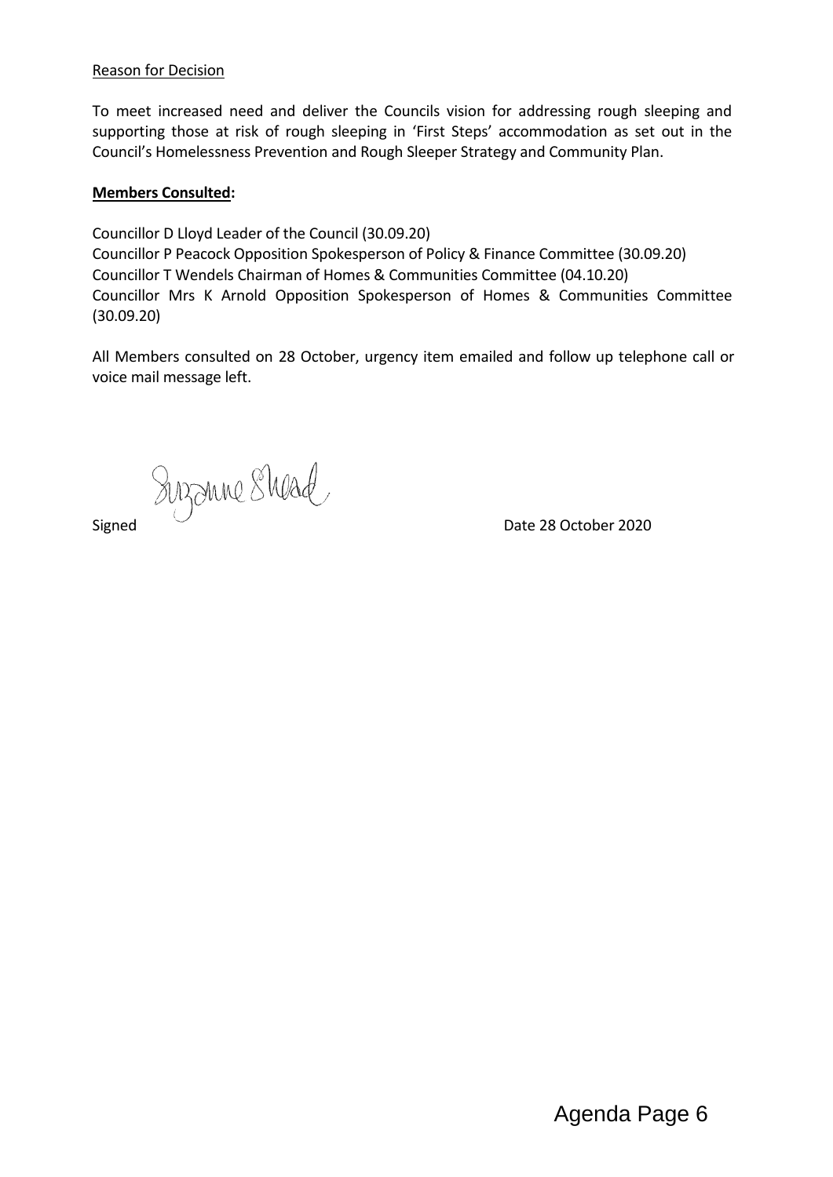Reason for Decision

To meet increased need and deliver the Councils vision for addressing rough sleeping and supporting those at risk of rough sleeping in 'First Steps' accommodation as set out in the Council's Homelessness Prevention and Rough Sleeper Strategy and Community Plan.

**Members Consulted:**

Councillor D Lloyd Leader of the Council (30.09.20)
Councillor P Peacock Opposition Spokesperson of Policy & Finance Committee (30.09.20)
Councillor T Wendels Chairman of Homes & Communities Committee (04.10.20)
Councillor Mrs K Arnold Opposition Spokesperson of Homes & Communities Committee (30.09.20)

All Members consulted on 28 October, urgency item emailed and follow up telephone call or voice mail message left.

Signed Suzanne Shead Date 28 October 2020